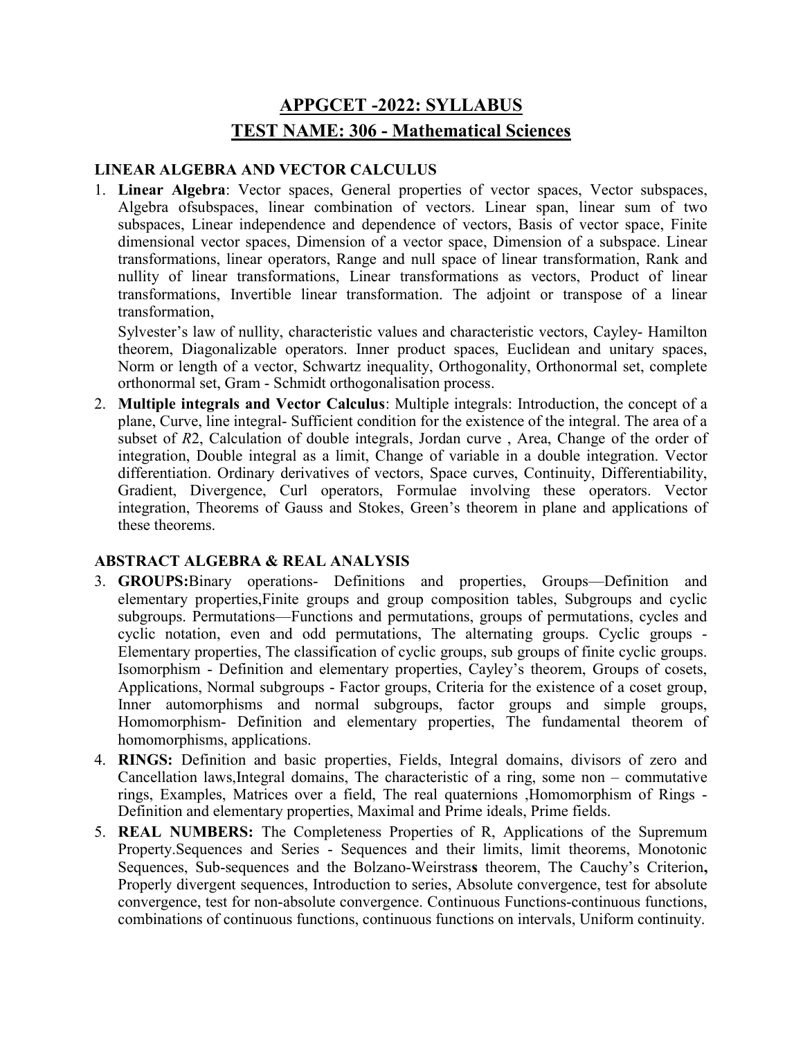# APPGCET -2022: SYLLABUS

# TEST NAME: 306 - Mathematical Sciences

### LINEAR ALGEBRA AND VECTOR CALCULUS

1. **Linear Algebra**: Vector spaces, General properties of vector spaces, Vector subspaces, Algebra ofsubspaces, linear combination of vectors. Linear span, linear sum of two subspaces, Linear independence and dependence of vectors, Basis of vector space, Finite dimensional vector spaces, Dimension of a vector space, Dimension of a subspace. Linear transformations, linear operators, Range and null space of linear transformation, Rank and nullity of linear transformations, Linear transformations as vectors, Product of linear transformations, Invertible linear transformation. The adjoint or transpose of a linear transformation,

   Sylvester's law of nullity, characteristic values and characteristic vectors, Cayley- Hamilton theorem, Diagonalizable operators. Inner product spaces, Euclidean and unitary spaces, Norm or length of a vector, Schwartz inequality, Orthogonality, Orthonormal set, complete orthonormal set, Gram - Schmidt orthogonalisation process.

2. **Multiple integrals and Vector Calculus**: Multiple integrals: Introduction, the concept of a plane, Curve, line integral- Sufficient condition for the existence of the integral. The area of a subset of $R2$, Calculation of double integrals, Jordan curve , Area, Change of the order of integration, Double integral as a limit, Change of variable in a double integration. Vector differentiation. Ordinary derivatives of vectors, Space curves, Continuity, Differentiability, Gradient, Divergence, Curl operators, Formulae involving these operators. Vector integration, Theorems of Gauss and Stokes, Green's theorem in plane and applications of these theorems.

### ABSTRACT ALGEBRA & REAL ANALYSIS

3. **GROUPS:**Binary operations- Definitions and properties, Groups—Definition and elementary properties,Finite groups and group composition tables, Subgroups and cyclic subgroups. Permutations—Functions and permutations, groups of permutations, cycles and cyclic notation, even and odd permutations, The alternating groups. Cyclic groups - Elementary properties, The classification of cyclic groups, sub groups of finite cyclic groups. Isomorphism - Definition and elementary properties, Cayley's theorem, Groups of cosets, Applications, Normal subgroups - Factor groups, Criteria for the existence of a coset group, Inner automorphisms and normal subgroups, factor groups and simple groups, Homomorphism- Definition and elementary properties, The fundamental theorem of homomorphisms, applications.

4. **RINGS:** Definition and basic properties, Fields, Integral domains, divisors of zero and Cancellation laws,Integral domains, The characteristic of a ring, some non – commutative rings, Examples, Matrices over a field, The real quaternions ,Homomorphism of Rings - Definition and elementary properties, Maximal and Prime ideals, Prime fields.

5. **REAL NUMBERS:** The Completeness Properties of R, Applications of the Supremum Property.Sequences and Series - Sequences and their limits, limit theorems, Monotonic Sequences, Sub-sequences and the Bolzano-Weirstras**s** theorem, The Cauchy's Criterion**,** Properly divergent sequences, Introduction to series, Absolute convergence, test for absolute convergence, test for non-absolute convergence. Continuous Functions-continuous functions, combinations of continuous functions, continuous functions on intervals, Uniform continuity.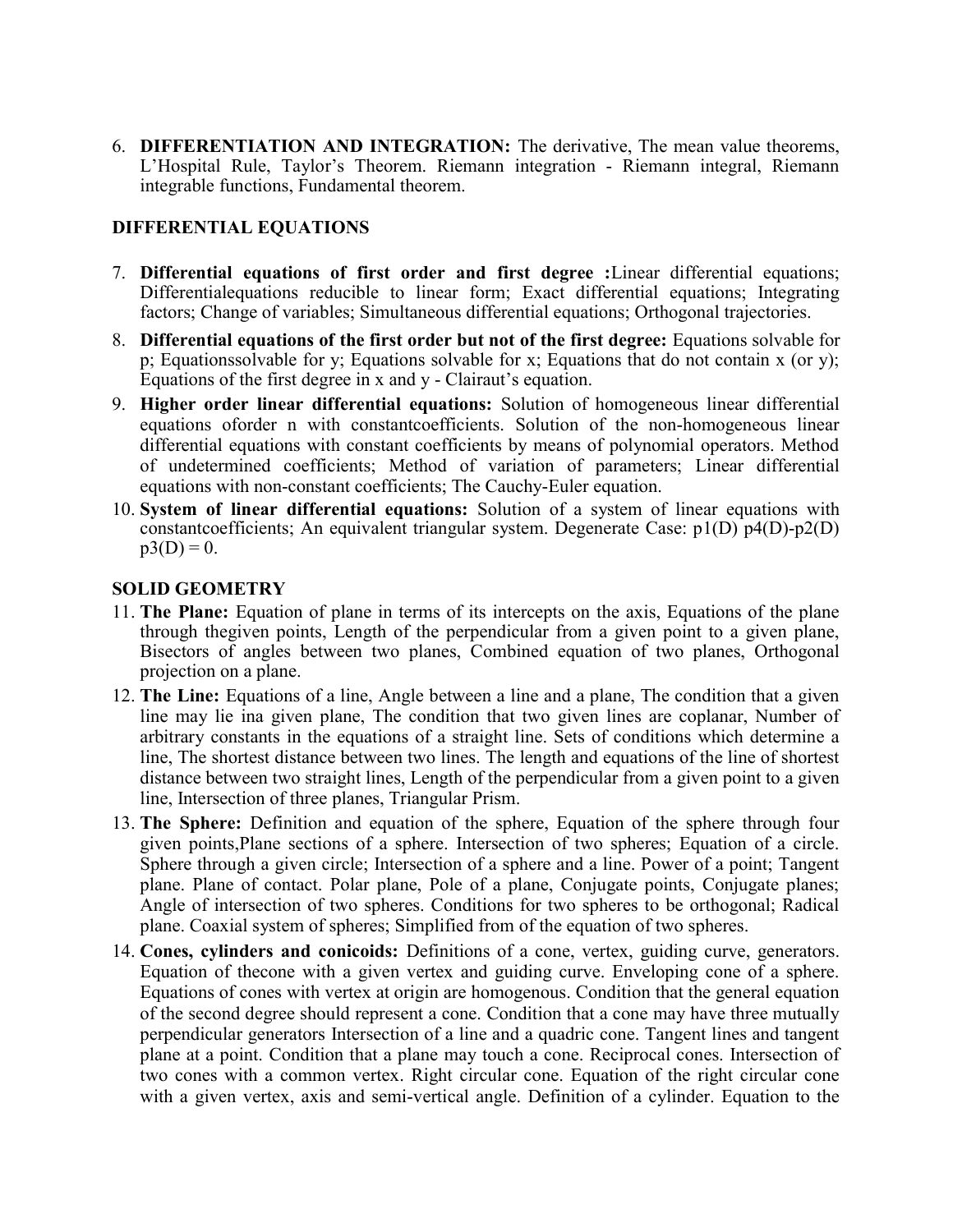6. **DIFFERENTIATION AND INTEGRATION:** The derivative, The mean value theorems, L'Hospital Rule, Taylor's Theorem. Riemann integration - Riemann integral, Riemann integrable functions, Fundamental theorem.

**DIFFERENTIAL EQUATIONS**

7. **Differential equations of first order and first degree :**Linear differential equations; Differentialequations reducible to linear form; Exact differential equations; Integrating factors; Change of variables; Simultaneous differential equations; Orthogonal trajectories.
8. **Differential equations of the first order but not of the first degree:** Equations solvable for p; Equationssolvable for y; Equations solvable for x; Equations that do not contain x (or y); Equations of the first degree in x and y - Clairaut's equation.
9. **Higher order linear differential equations:** Solution of homogeneous linear differential equations oforder n with constantcoefficients. Solution of the non-homogeneous linear differential equations with constant coefficients by means of polynomial operators. Method of undetermined coefficients; Method of variation of parameters; Linear differential equations with non-constant coefficients; The Cauchy-Euler equation.
10. **System of linear differential equations:** Solution of a system of linear equations with constantcoefficients; An equivalent triangular system. Degenerate Case: $p_1(D)\, p_4(D) - p_2(D)\, p_3(D) = 0$.

**SOLID GEOMETRY**

11. **The Plane:** Equation of plane in terms of its intercepts on the axis, Equations of the plane through thegiven points, Length of the perpendicular from a given point to a given plane, Bisectors of angles between two planes, Combined equation of two planes, Orthogonal projection on a plane.
12. **The Line:** Equations of a line, Angle between a line and a plane, The condition that a given line may lie ina given plane, The condition that two given lines are coplanar, Number of arbitrary constants in the equations of a straight line. Sets of conditions which determine a line, The shortest distance between two lines. The length and equations of the line of shortest distance between two straight lines, Length of the perpendicular from a given point to a given line, Intersection of three planes, Triangular Prism.
13. **The Sphere:** Definition and equation of the sphere, Equation of the sphere through four given points,Plane sections of a sphere. Intersection of two spheres; Equation of a circle. Sphere through a given circle; Intersection of a sphere and a line. Power of a point; Tangent plane. Plane of contact. Polar plane, Pole of a plane, Conjugate points, Conjugate planes; Angle of intersection of two spheres. Conditions for two spheres to be orthogonal; Radical plane. Coaxial system of spheres; Simplified from of the equation of two spheres.
14. **Cones, cylinders and conicoids:** Definitions of a cone, vertex, guiding curve, generators. Equation of thecone with a given vertex and guiding curve. Enveloping cone of a sphere. Equations of cones with vertex at origin are homogenous. Condition that the general equation of the second degree should represent a cone. Condition that a cone may have three mutually perpendicular generators Intersection of a line and a quadric cone. Tangent lines and tangent plane at a point. Condition that a plane may touch a cone. Reciprocal cones. Intersection of two cones with a common vertex. Right circular cone. Equation of the right circular cone with a given vertex, axis and semi-vertical angle. Definition of a cylinder. Equation to the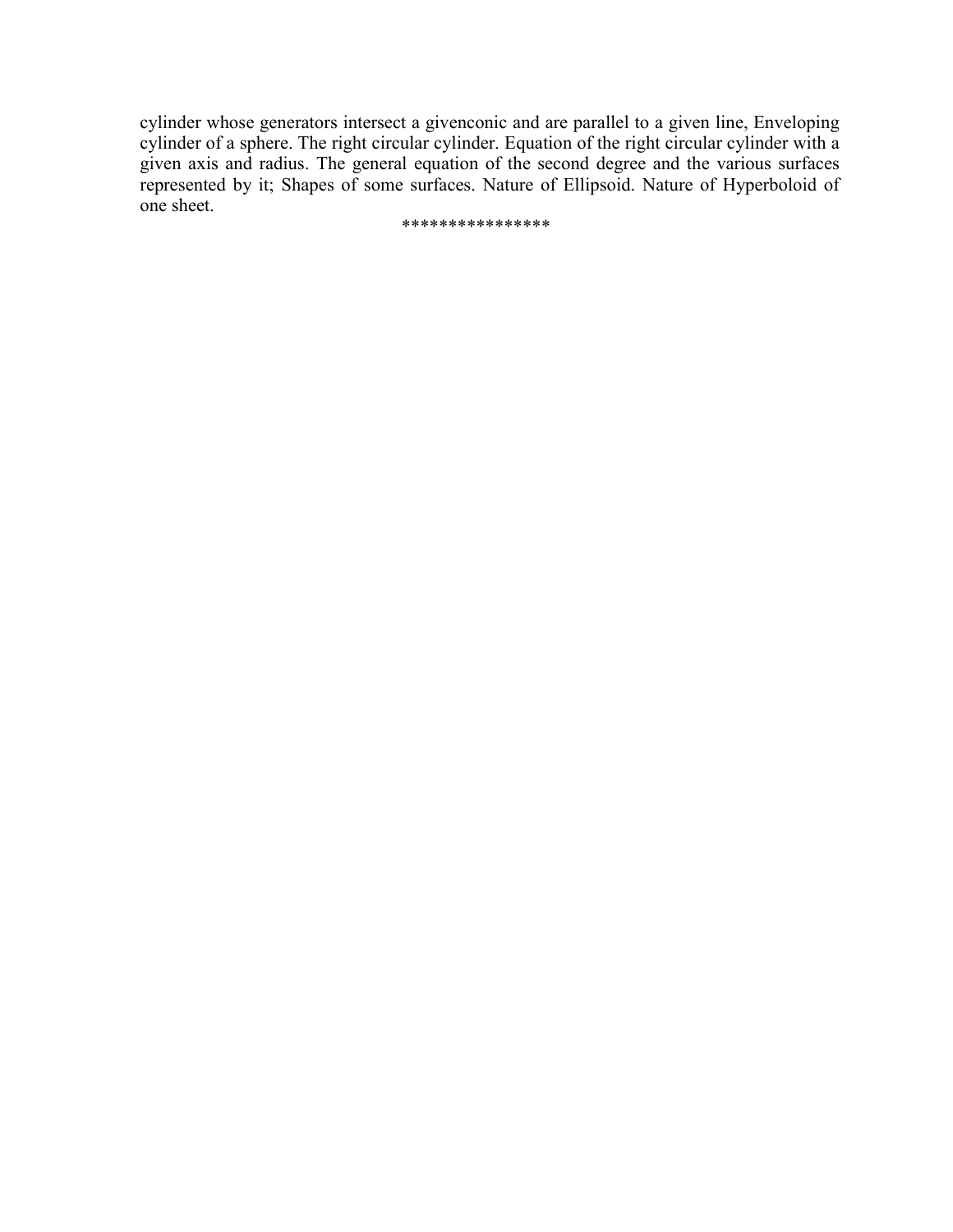cylinder whose generators intersect a givenconic and are parallel to a given line, Enveloping cylinder of a sphere. The right circular cylinder. Equation of the right circular cylinder with a given axis and radius. The general equation of the second degree and the various surfaces represented by it; Shapes of some surfaces. Nature of Ellipsoid. Nature of Hyperboloid of one sheet.

****************